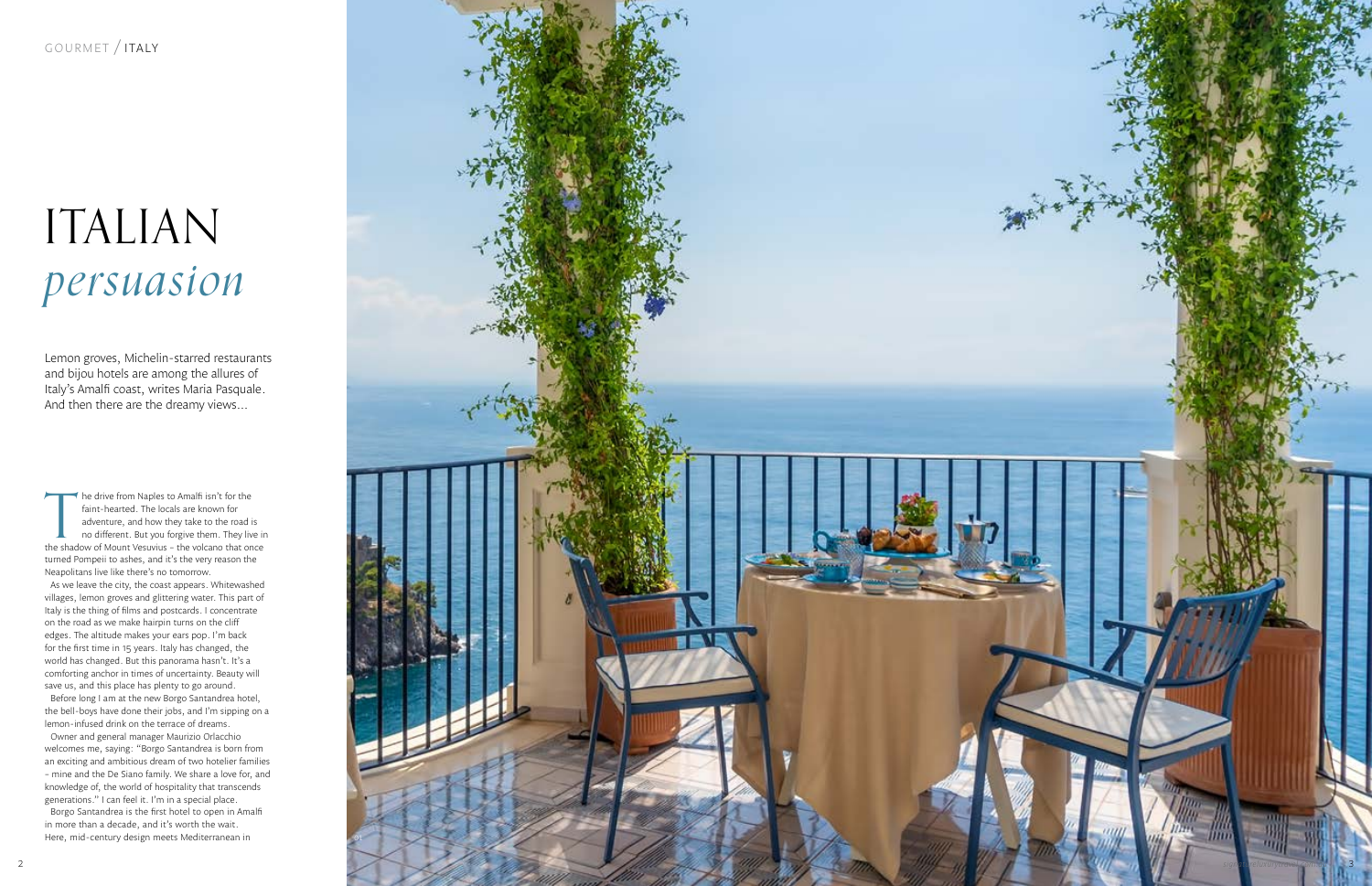GOURMET / ITALY

# ITALIAN *persuasion*

Lemon groves, Michelin-starred restaurants and bijou hotels are among the allures of Italy's Amalfi coast, writes Maria Pasquale. And then there are the dreamy views...

The drive from Naples to Amalfi isn't for the faint-hearted. The locals are known for adventure, and how they take to the road is no different. But you forgive them. They live in the shadow of Mount Vesuvius – the volcano that once turned Pompeii to ashes, and it's the very reason the Neapolitans live like there's no tomorrow.

As we leave the city, the coast appears. Whitewashed villages, lemon groves and glittering water. This part of Italy is the thing of films and postcards. I concentrate on the road as we make hairpin turns on the cliff edges. The altitude makes your ears pop. I'm back for the first time in 15 years. Italy has changed, the world has changed. But this panorama hasn't. It's a comforting anchor in times of uncertainty. Beauty will save us, and this place has plenty to go around.

Before long I am at the new Borgo Santandrea hotel, the bell-boys have done their jobs, and I'm sipping on a lemon-infused drink on the terrace of dreams.

Owner and general manager Maurizio Orlacchio welcomes me, saying: "Borgo Santandrea is born from an exciting and ambitious dream of two hotelier families – mine and the De Siano family. We share a love for, and knowledge of, the world of hospitality that transcends generations." I can feel it. I'm in a special place.

Borgo Santandrea is the first hotel to open in Amalfi in more than a decade, and it's worth the wait. Here, mid-century design meets Mediterranean in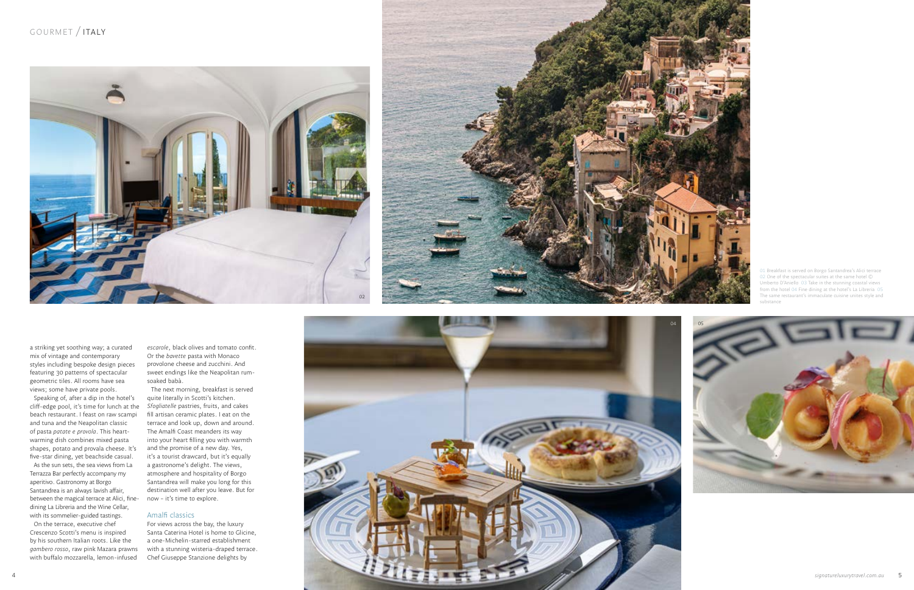01 Breakfast is served on Borgo Santandrea's Alici terrace 02 One of the spectacular suites at the same hotel © Umberto D'Aniello 03 Take in the stunning coastal views from the hotel 04 Fine dining at the hotel's La Libreria 05 The same restaurant's immaculate cuisine unites style and substance

a striking yet soothing way; a curated mix of vintage and contemporary styles including bespoke design pieces featuring 30 patterns of spectacular geometric tiles. All rooms have sea views; some have private pools.

Speaking of, after a dip in the hotel's cliff-edge pool, it's time for lunch at the beach restaurant. I feast on raw scampi and tuna and the Neapolitan classic of pasta *patate e provola*. This heart-warming dish combines mixed pasta shapes, potato and provala cheese. It's five-star dining, yet beachside casual.

As the sun sets, the sea views from La Terrazza Bar perfectly accompany my aperitivo. Gastronomy at Borgo Santandrea is an always lavish affair, between the magical terrace at Alici, fine-dining La Libreria and the Wine Cellar, with its sommelier-guided tastings.

On the terrace, executive chef Crescenzo Scotti's menu is inspired by his southern Italian roots. Like the *gambero rosso*, raw pink Mazara prawns with buffalo mozzarella, lemon-infused *escarole*, black olives and tomato confit. Or the *bavette* pasta with Monaco provolone cheese and zucchini. And sweet endings like the Neapolitan rum-soaked babà.

The next morning, breakfast is served quite literally in Scotti's kitchen. *Sfogliatelle* pastries, fruits, and cakes fill artisan ceramic plates. I eat on the terrace and look up, down and around. The Amalfi Coast meanders its way into your heart filling you with warmth and the promise of a new day. Yes, it's a tourist drawcard, but it's equally a gastronome's delight. The views, atmosphere and hospitality of Borgo Santandrea will make you long for this destination well after you leave. But for now – it's time to explore.

## Amalfi classics

For views across the bay, the luxury Santa Caterina Hotel is home to Glicine, a one-Michelin-starred establishment with a stunning wisteria-draped terrace. Chef Giuseppe Stanzione delights by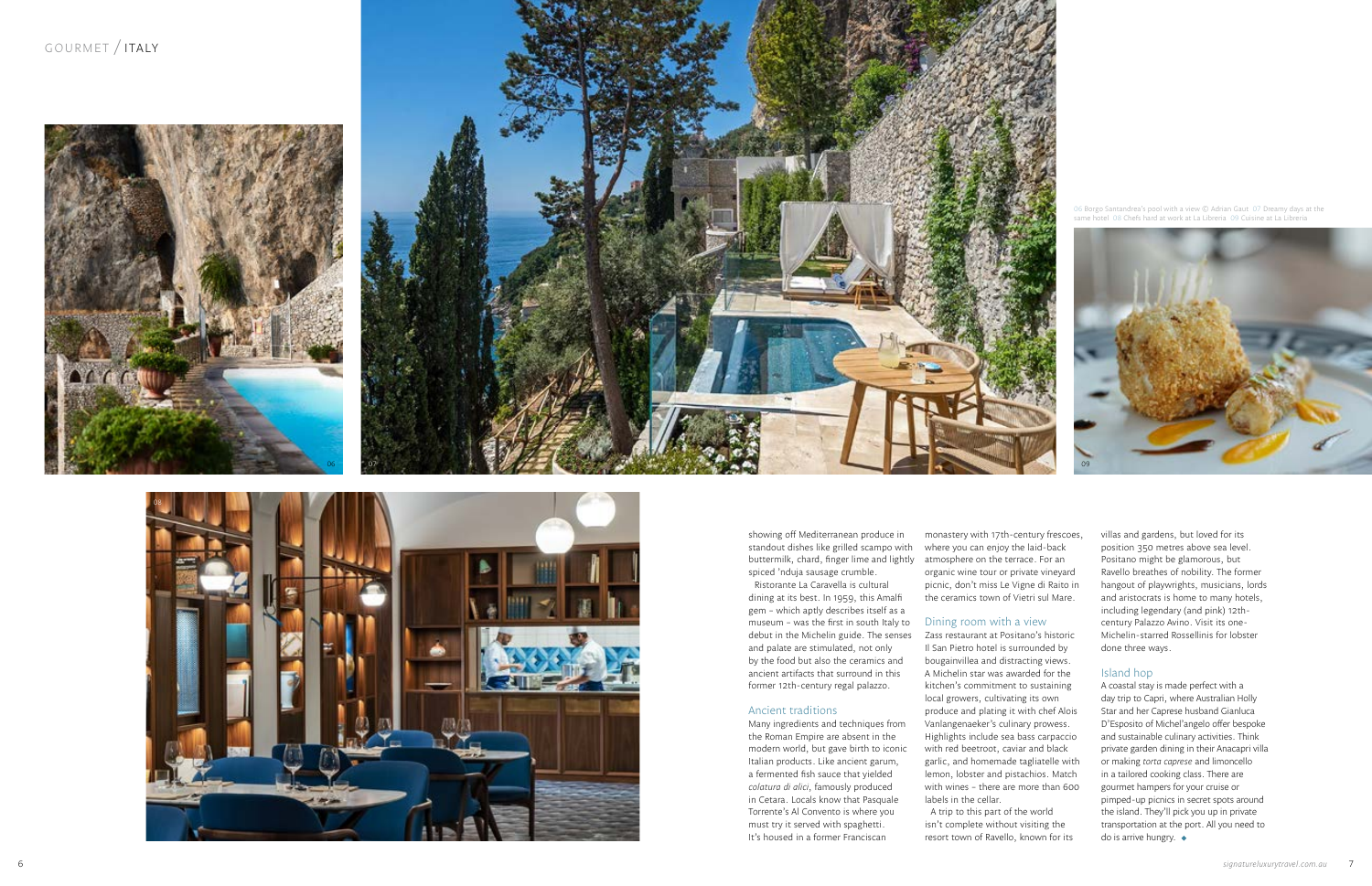06 Borgo Santandrea's pool with a view © Adrian Gaut 07 Dreamy days at the same hotel 08 Chefs hard at work at La Libreria 09 Cuisine at La Libreria

showing off Mediterranean produce in standout dishes like grilled scampo with buttermilk, chard, finger lime and lightly spiced 'nduja sausage crumble.

Ristorante La Caravella is cultural dining at its best. In 1959, this Amalfi gem – which aptly describes itself as a museum – was the first in south Italy to debut in the Michelin guide. The senses and palate are stimulated, not only by the food but also the ceramics and ancient artifacts that surround in this former 12th-century regal palazzo.

## Ancient traditions

Many ingredients and techniques from the Roman Empire are absent in the modern world, but gave birth to iconic Italian products. Like ancient garum, a fermented fish sauce that yielded *colatura di alici*, famously produced in Cetara. Locals know that Pasquale Torrente's Al Convento is where you must try it served with spaghetti. It's housed in a former Franciscan monastery with 17th-century frescoes, where you can enjoy the laid-back atmosphere on the terrace. For an organic wine tour or private vineyard picnic, don't miss Le Vigne di Raito in the ceramics town of Vietri sul Mare.

## Dining room with a view

Zass restaurant at Positano's historic Il San Pietro hotel is surrounded by bougainvillea and distracting views. A Michelin star was awarded for the kitchen's commitment to sustaining local growers, cultivating its own produce and plating it with chef Alois Vanlangenaeker's culinary prowess. Highlights include sea bass carpaccio with red beetroot, caviar and black garlic, and homemade tagliatelle with lemon, lobster and pistachios. Match with wines – there are more than 600 labels in the cellar.

A trip to this part of the world isn't complete without visiting the resort town of Ravello, known for its villas and gardens, but loved for its position 350 metres above sea level. Positano might be glamorous, but Ravello breathes of nobility. The former hangout of playwrights, musicians, lords and aristocrats is home to many hotels, including legendary (and pink) 12th-century Palazzo Avino. Visit its one-Michelin-starred Rossellinis for lobster done three ways.

## Island hop

A coastal stay is made perfect with a day trip to Capri, where Australian Holly Star and her Caprese husband Gianluca D'Esposito of Michel'angelo offer bespoke and sustainable culinary activities. Think private garden dining in their Anacapri villa or making *torta caprese* and limoncello in a tailored cooking class. There are gourmet hampers for your cruise or pimped-up picnics in secret spots around the island. They'll pick you up in private transportation at the port. All you need to do is arrive hungry. ◆